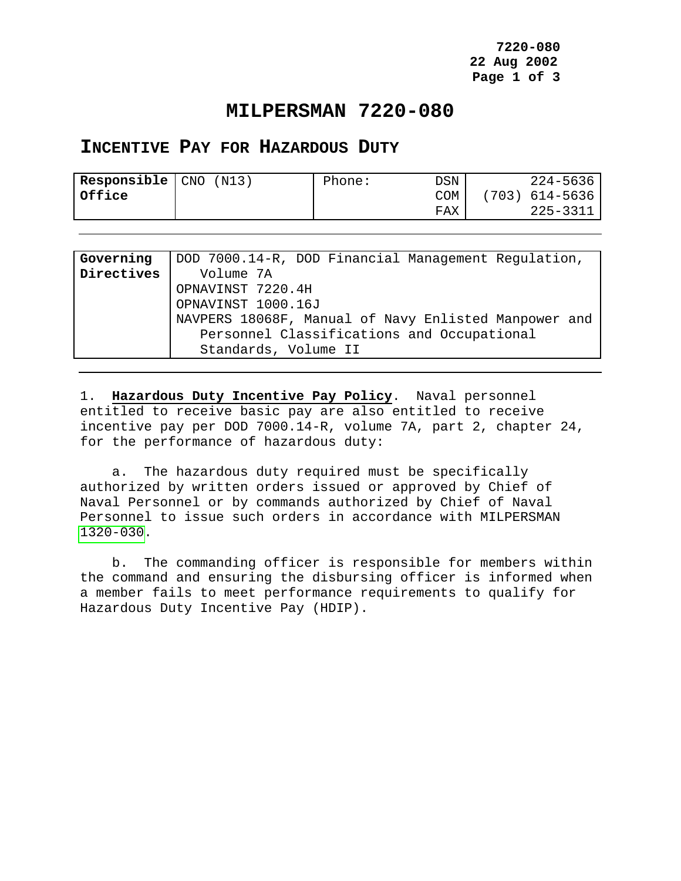# MILPERSMAN 7220-080

## INCENTIVE PAY FOR HAZARDOUS DUTY

| Responsible Office | CNO (N13) | Phone: | DSN | 224-5636 |
|---|---|---|---|---|
| | | | COM | (703) 614-5636 |
| | | | FAX | 225-3311 |

| Governing Directives | DOD 7000.14-R, DOD Financial Management Regulation, Volume 7A<br>OPNAVINST 7220.4H<br>OPNAVINST 1000.16J<br>NAVPERS 18068F, Manual of Navy Enlisted Manpower and Personnel Classifications and Occupational Standards, Volume II |
|---|---|

1. **Hazardous Duty Incentive Pay Policy**. Naval personnel entitled to receive basic pay are also entitled to receive incentive pay per DOD 7000.14-R, volume 7A, part 2, chapter 24, for the performance of hazardous duty:

   a. The hazardous duty required must be specifically authorized by written orders issued or approved by Chief of Naval Personnel or by commands authorized by Chief of Naval Personnel to issue such orders in accordance with MILPERSMAN 1320-030.

   b. The commanding officer is responsible for members within the command and ensuring the disbursing officer is informed when a member fails to meet performance requirements to qualify for Hazardous Duty Incentive Pay (HDIP).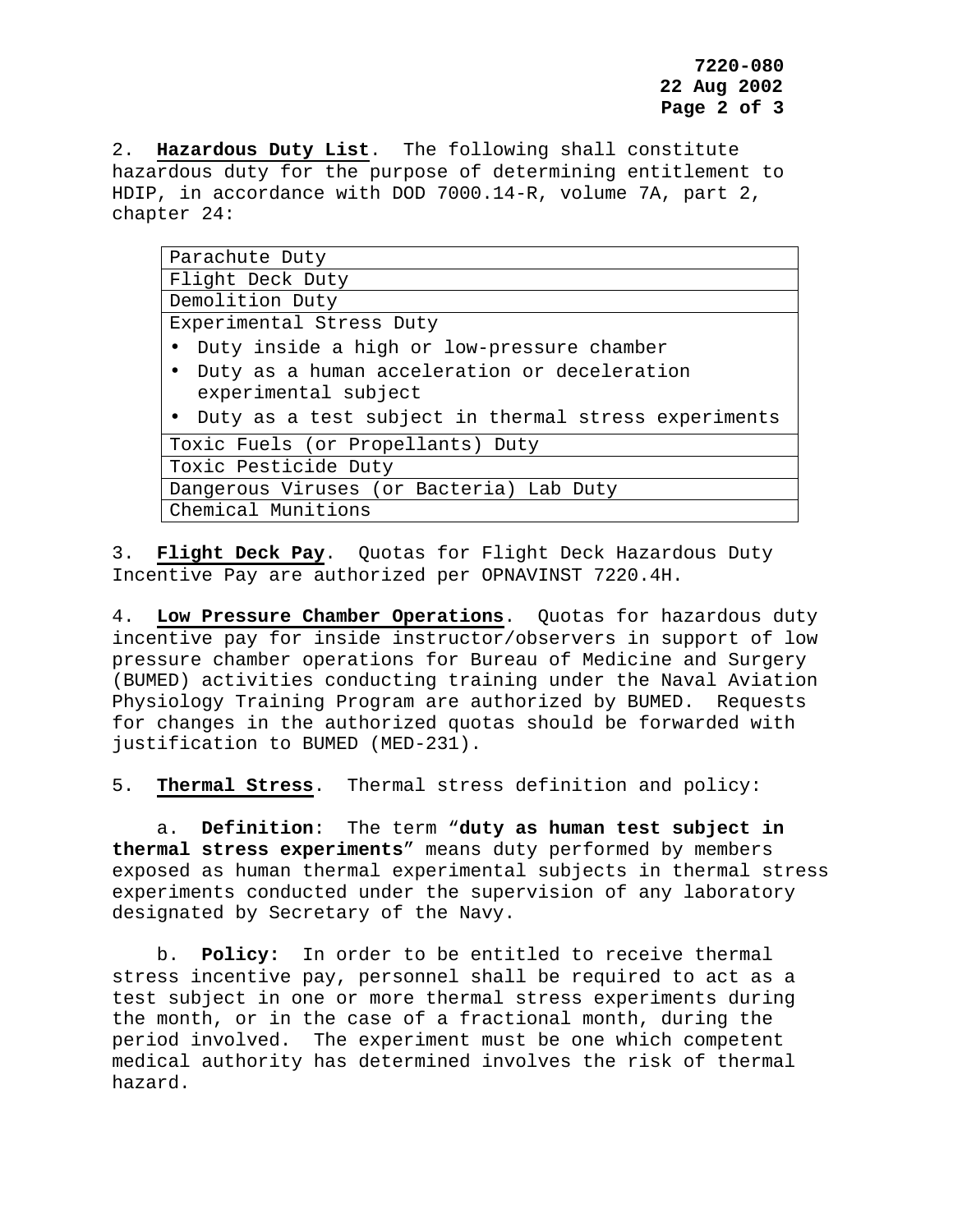2. **Hazardous Duty List**. The following shall constitute hazardous duty for the purpose of determining entitlement to HDIP, in accordance with DOD 7000.14-R, volume 7A, part 2, chapter 24:

| |
|---|
| Parachute Duty |
| Flight Deck Duty |
| Demolition Duty |
| Experimental Stress Duty<br>• Duty inside a high or low-pressure chamber<br>• Duty as a human acceleration or deceleration experimental subject<br>• Duty as a test subject in thermal stress experiments |
| Toxic Fuels (or Propellants) Duty |
| Toxic Pesticide Duty |
| Dangerous Viruses (or Bacteria) Lab Duty |
| Chemical Munitions |

3. **Flight Deck Pay**. Quotas for Flight Deck Hazardous Duty Incentive Pay are authorized per OPNAVINST 7220.4H.

4. **Low Pressure Chamber Operations**. Quotas for hazardous duty incentive pay for inside instructor/observers in support of low pressure chamber operations for Bureau of Medicine and Surgery (BUMED) activities conducting training under the Naval Aviation Physiology Training Program are authorized by BUMED. Requests for changes in the authorized quotas should be forwarded with justification to BUMED (MED-231).

5. **Thermal Stress**. Thermal stress definition and policy:

a. **Definition**: The term "**duty as human test subject in thermal stress experiments**" means duty performed by members exposed as human thermal experimental subjects in thermal stress experiments conducted under the supervision of any laboratory designated by Secretary of the Navy.

b. **Policy:** In order to be entitled to receive thermal stress incentive pay, personnel shall be required to act as a test subject in one or more thermal stress experiments during the month, or in the case of a fractional month, during the period involved. The experiment must be one which competent medical authority has determined involves the risk of thermal hazard.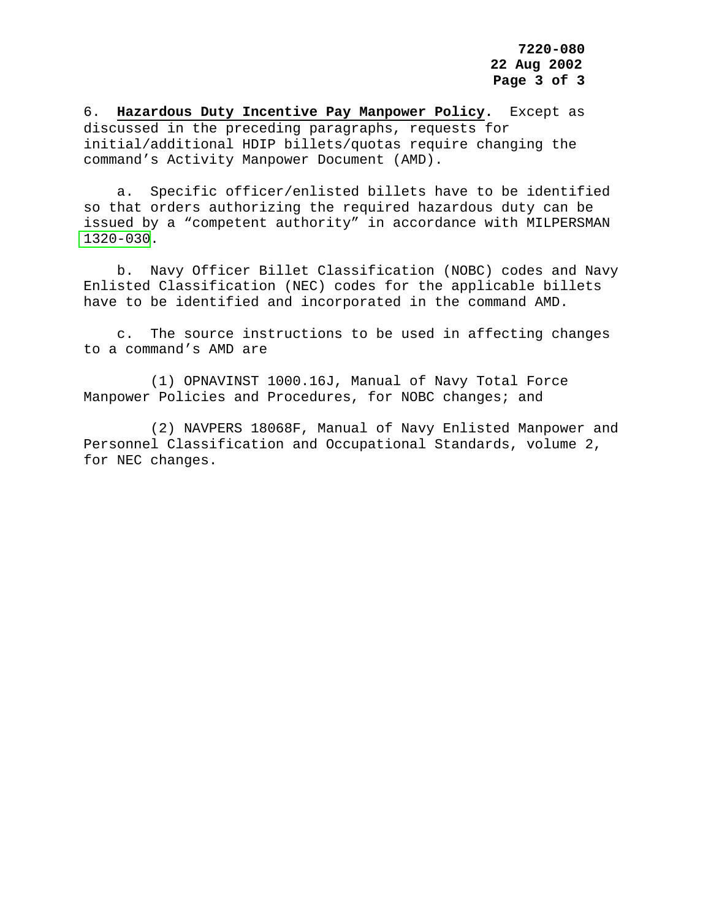6. **Hazardous Duty Incentive Pay Manpower Policy.** Except as discussed in the preceding paragraphs, requests for initial/additional HDIP billets/quotas require changing the command's Activity Manpower Document (AMD).

a. Specific officer/enlisted billets have to be identified so that orders authorizing the required hazardous duty can be issued by a "competent authority" in accordance with MILPERSMAN 1320-030.

b. Navy Officer Billet Classification (NOBC) codes and Navy Enlisted Classification (NEC) codes for the applicable billets have to be identified and incorporated in the command AMD.

c. The source instructions to be used in affecting changes to a command's AMD are

(1) OPNAVINST 1000.16J, Manual of Navy Total Force Manpower Policies and Procedures, for NOBC changes; and

(2) NAVPERS 18068F, Manual of Navy Enlisted Manpower and Personnel Classification and Occupational Standards, volume 2, for NEC changes.